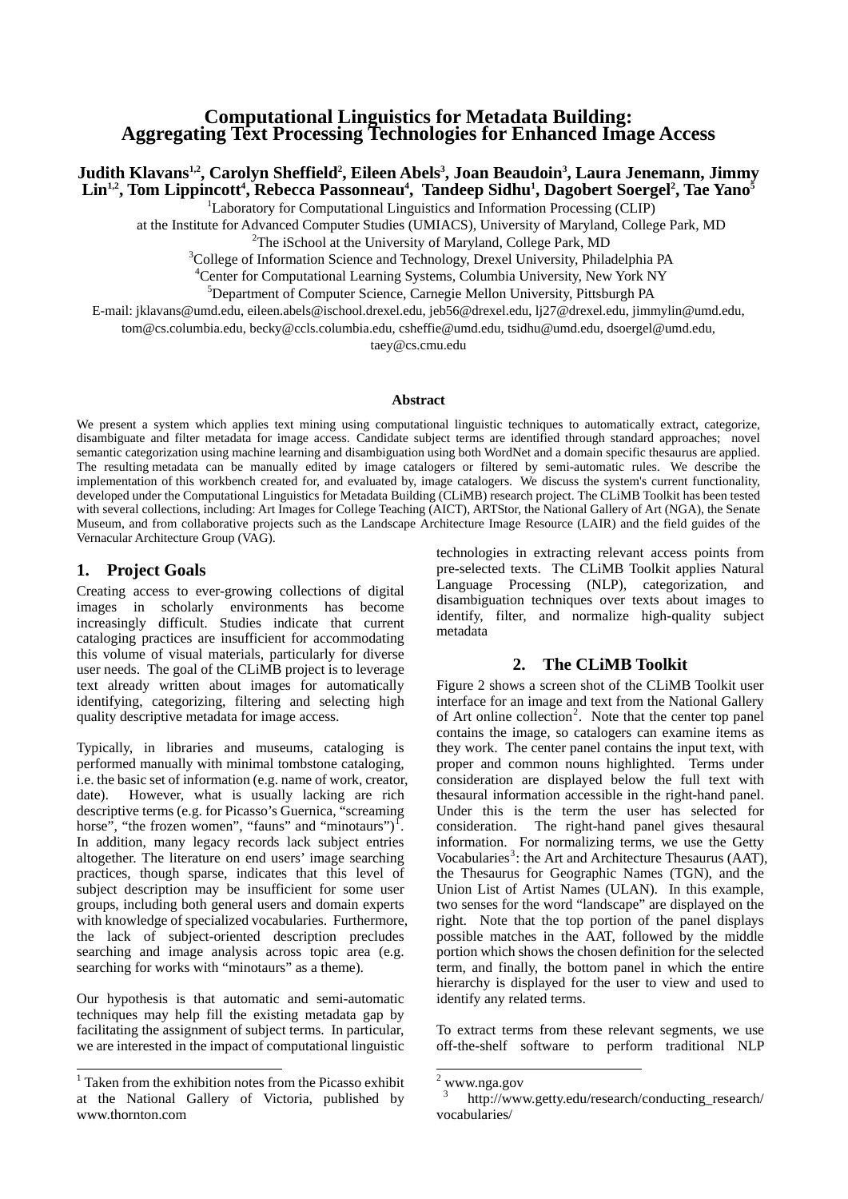# Computational Linguistics for Metadata Building: Aggregating Text Processing Technologies for Enhanced Image Access

**Judith Klavans[1,2], Carolyn Sheffield[2], Eileen Abels[3], Joan Beaudoin[3], Laura Jenemann, Jimmy Lin[1,2], Tom Lippincott[4], Rebecca Passonneau[4], Tandeep Sidhu[1], Dagobert Soergel[2], Tae Yano[5]**

[1]Laboratory for Computational Linguistics and Information Processing (CLIP)
at the Institute for Advanced Computer Studies (UMIACS), University of Maryland, College Park, MD
[2]The iSchool at the University of Maryland, College Park, MD
[3]College of Information Science and Technology, Drexel University, Philadelphia PA
[4]Center for Computational Learning Systems, Columbia University, New York NY
[5]Department of Computer Science, Carnegie Mellon University, Pittsburgh PA

E-mail: jklavans@umd.edu, eileen.abels@ischool.drexel.edu, jeb56@drexel.edu, lj27@drexel.edu, jimmylin@umd.edu, tom@cs.columbia.edu, becky@ccls.columbia.edu, csheffie@umd.edu, tsidhu@umd.edu, dsoergel@umd.edu, taey@cs.cmu.edu

### Abstract

We present a system which applies text mining using computational linguistic techniques to automatically extract, categorize, disambiguate and filter metadata for image access. Candidate subject terms are identified through standard approaches; novel semantic categorization using machine learning and disambiguation using both WordNet and a domain specific thesaurus are applied. The resulting metadata can be manually edited by image catalogers or filtered by semi-automatic rules. We describe the implementation of this workbench created for, and evaluated by, image catalogers. We discuss the system's current functionality, developed under the Computational Linguistics for Metadata Building (CLiMB) research project. The CLiMB Toolkit has been tested with several collections, including: Art Images for College Teaching (AICT), ARTStor, the National Gallery of Art (NGA), the Senate Museum, and from collaborative projects such as the Landscape Architecture Image Resource (LAIR) and the field guides of the Vernacular Architecture Group (VAG).

## 1. Project Goals

Creating access to ever-growing collections of digital images in scholarly environments has become increasingly difficult. Studies indicate that current cataloging practices are insufficient for accommodating this volume of visual materials, particularly for diverse user needs. The goal of the CLiMB project is to leverage text already written about images for automatically identifying, categorizing, filtering and selecting high quality descriptive metadata for image access.

Typically, in libraries and museums, cataloging is performed manually with minimal tombstone cataloging, i.e. the basic set of information (e.g. name of work, creator, date). However, what is usually lacking are rich descriptive terms (e.g. for Picasso's Guernica, "screaming horse", "the frozen women", "fauns" and "minotaurs")[1]. In addition, many legacy records lack subject entries altogether. The literature on end users' image searching practices, though sparse, indicates that this level of subject description may be insufficient for some user groups, including both general users and domain experts with knowledge of specialized vocabularies. Furthermore, the lack of subject-oriented description precludes searching and image analysis across topic area (e.g. searching for works with "minotaurs" as a theme).

Our hypothesis is that automatic and semi-automatic techniques may help fill the existing metadata gap by facilitating the assignment of subject terms. In particular, we are interested in the impact of computational linguistic technologies in extracting relevant access points from pre-selected texts. The CLiMB Toolkit applies Natural Language Processing (NLP), categorization, and disambiguation techniques over texts about images to identify, filter, and normalize high-quality subject metadata

## 2. The CLiMB Toolkit

Figure 2 shows a screen shot of the CLiMB Toolkit user interface for an image and text from the National Gallery of Art online collection[2]. Note that the center top panel contains the image, so catalogers can examine items as they work. The center panel contains the input text, with proper and common nouns highlighted. Terms under consideration are displayed below the full text with thesaural information accessible in the right-hand panel. Under this is the term the user has selected for consideration. The right-hand panel gives thesaural information. For normalizing terms, we use the Getty Vocabularies[3]: the Art and Architecture Thesaurus (AAT), the Thesaurus for Geographic Names (TGN), and the Union List of Artist Names (ULAN). In this example, two senses for the word "landscape" are displayed on the right. Note that the top portion of the panel displays possible matches in the AAT, followed by the middle portion which shows the chosen definition for the selected term, and finally, the bottom panel in which the entire hierarchy is displayed for the user to view and used to identify any related terms.

To extract terms from these relevant segments, we use off-the-shelf software to perform traditional NLP

[1] Taken from the exhibition notes from the Picasso exhibit at the National Gallery of Victoria, published by www.thornton.com

[2] www.nga.gov

[3] http://www.getty.edu/research/conducting_research/vocabularies/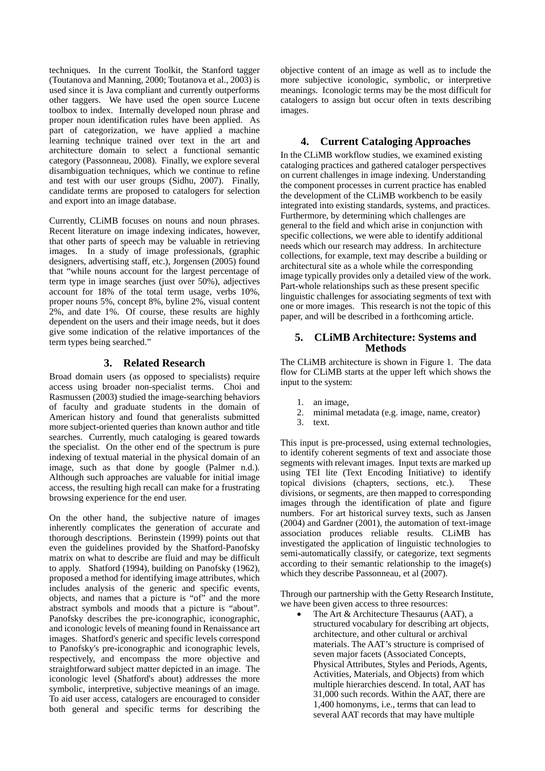techniques. In the current Toolkit, the Stanford tagger (Toutanova and Manning, 2000; Toutanova et al., 2003) is used since it is Java compliant and currently outperforms other taggers. We have used the open source Lucene toolbox to index. Internally developed noun phrase and proper noun identification rules have been applied. As part of categorization, we have applied a machine learning technique trained over text in the art and architecture domain to select a functional semantic category (Passonneau, 2008). Finally, we explore several disambiguation techniques, which we continue to refine and test with our user groups (Sidhu, 2007). Finally, candidate terms are proposed to catalogers for selection and export into an image database.

Currently, CLiMB focuses on nouns and noun phrases. Recent literature on image indexing indicates, however, that other parts of speech may be valuable in retrieving images. In a study of image professionals, (graphic designers, advertising staff, etc.), Jorgensen (2005) found that "while nouns account for the largest percentage of term type in image searches (just over 50%), adjectives account for 18% of the total term usage, verbs 10%, proper nouns 5%, concept 8%, byline 2%, visual content 2%, and date 1%. Of course, these results are highly dependent on the users and their image needs, but it does give some indication of the relative importances of the term types being searched."

## 3. Related Research

Broad domain users (as opposed to specialists) require access using broader non-specialist terms. Choi and Rasmussen (2003) studied the image-searching behaviors of faculty and graduate students in the domain of American history and found that generalists submitted more subject-oriented queries than known author and title searches. Currently, much cataloging is geared towards the specialist. On the other end of the spectrum is pure indexing of textual material in the physical domain of an image, such as that done by google (Palmer n.d.). Although such approaches are valuable for initial image access, the resulting high recall can make for a frustrating browsing experience for the end user.

On the other hand, the subjective nature of images inherently complicates the generation of accurate and thorough descriptions. Berinstein (1999) points out that even the guidelines provided by the Shatford-Panofsky matrix on what to describe are fluid and may be difficult to apply. Shatford (1994), building on Panofsky (1962), proposed a method for identifying image attributes, which includes analysis of the generic and specific events, objects, and names that a picture is "of" and the more abstract symbols and moods that a picture is "about". Panofsky describes the pre-iconographic, iconographic, and iconologic levels of meaning found in Renaissance art images. Shatford's generic and specific levels correspond to Panofsky's pre-iconographic and iconographic levels, respectively, and encompass the more objective and straightforward subject matter depicted in an image. The iconologic level (Shatford's about) addresses the more symbolic, interpretive, subjective meanings of an image. To aid user access, catalogers are encouraged to consider both general and specific terms for describing the objective content of an image as well as to include the more subjective iconologic, symbolic, or interpretive meanings. Iconologic terms may be the most difficult for catalogers to assign but occur often in texts describing images.

## 4. Current Cataloging Approaches

In the CLiMB workflow studies, we examined existing cataloging practices and gathered cataloger perspectives on current challenges in image indexing. Understanding the component processes in current practice has enabled the development of the CLiMB workbench to be easily integrated into existing standards, systems, and practices. Furthermore, by determining which challenges are general to the field and which arise in conjunction with specific collections, we were able to identify additional needs which our research may address. In architecture collections, for example, text may describe a building or architectural site as a whole while the corresponding image typically provides only a detailed view of the work. Part-whole relationships such as these present specific linguistic challenges for associating segments of text with one or more images. This research is not the topic of this paper, and will be described in a forthcoming article.

## 5. CLiMB Architecture: Systems and Methods

The CLiMB architecture is shown in Figure 1. The data flow for CLiMB starts at the upper left which shows the input to the system:

1. an image,
2. minimal metadata (e.g. image, name, creator)
3. text.

This input is pre-processed, using external technologies, to identify coherent segments of text and associate those segments with relevant images. Input texts are marked up using TEI lite (Text Encoding Initiative) to identify topical divisions (chapters, sections, etc.). These divisions, or segments, are then mapped to corresponding images through the identification of plate and figure numbers. For art historical survey texts, such as Jansen (2004) and Gardner (2001), the automation of text-image association produces reliable results. CLiMB has investigated the application of linguistic technologies to semi-automatically classify, or categorize, text segments according to their semantic relationship to the image(s) which they describe Passonneau, et al (2007).

Through our partnership with the Getty Research Institute, we have been given access to three resources:

- The Art & Architecture Thesaurus (AAT), a structured vocabulary for describing art objects, architecture, and other cultural or archival materials. The AAT's structure is comprised of seven major facets (Associated Concepts, Physical Attributes, Styles and Periods, Agents, Activities, Materials, and Objects) from which multiple hierarchies descend. In total, AAT has 31,000 such records. Within the AAT, there are 1,400 homonyms, i.e., terms that can lead to several AAT records that may have multiple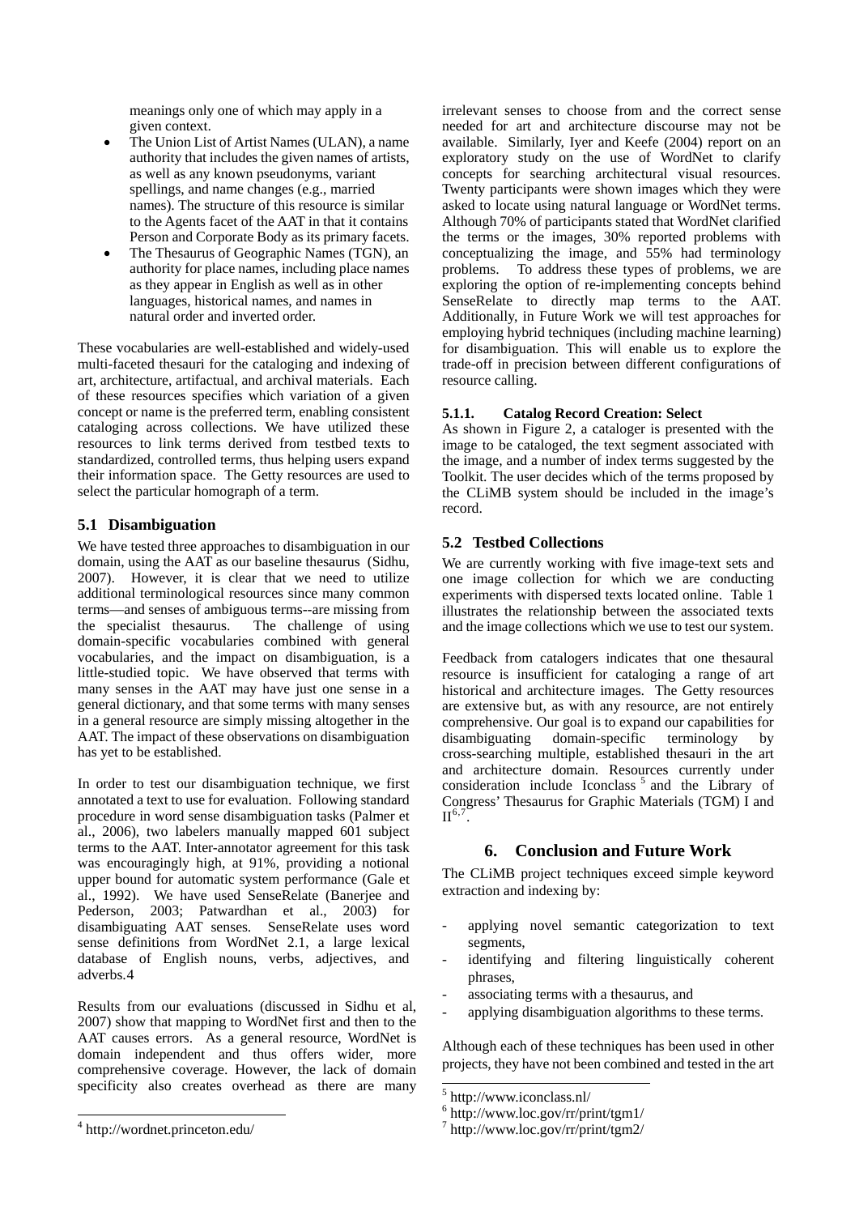meanings only one of which may apply in a given context.

- The Union List of Artist Names (ULAN), a name authority that includes the given names of artists, as well as any known pseudonyms, variant spellings, and name changes (e.g., married names). The structure of this resource is similar to the Agents facet of the AAT in that it contains Person and Corporate Body as its primary facets.
- The Thesaurus of Geographic Names (TGN), an authority for place names, including place names as they appear in English as well as in other languages, historical names, and names in natural order and inverted order.

These vocabularies are well-established and widely-used multi-faceted thesauri for the cataloging and indexing of art, architecture, artifactual, and archival materials. Each of these resources specifies which variation of a given concept or name is the preferred term, enabling consistent cataloging across collections. We have utilized these resources to link terms derived from testbed texts to standardized, controlled terms, thus helping users expand their information space. The Getty resources are used to select the particular homograph of a term.

## 5.1 Disambiguation

We have tested three approaches to disambiguation in our domain, using the AAT as our baseline thesaurus (Sidhu, 2007). However, it is clear that we need to utilize additional terminological resources since many common terms—and senses of ambiguous terms--are missing from the specialist thesaurus. The challenge of using domain-specific vocabularies combined with general vocabularies, and the impact on disambiguation, is a little-studied topic. We have observed that terms with many senses in the AAT may have just one sense in a general dictionary, and that some terms with many senses in a general resource are simply missing altogether in the AAT. The impact of these observations on disambiguation has yet to be established.

In order to test our disambiguation technique, we first annotated a text to use for evaluation. Following standard procedure in word sense disambiguation tasks (Palmer et al., 2006), two labelers manually mapped 601 subject terms to the AAT. Inter-annotator agreement for this task was encouragingly high, at 91%, providing a notional upper bound for automatic system performance (Gale et al., 1992). We have used SenseRelate (Banerjee and Pederson, 2003; Patwardhan et al., 2003) for disambiguating AAT senses. SenseRelate uses word sense definitions from WordNet 2.1, a large lexical database of English nouns, verbs, adjectives, and adverbs.4

Results from our evaluations (discussed in Sidhu et al, 2007) show that mapping to WordNet first and then to the AAT causes errors. As a general resource, WordNet is domain independent and thus offers wider, more comprehensive coverage. However, the lack of domain specificity also creates overhead as there are many irrelevant senses to choose from and the correct sense needed for art and architecture discourse may not be available. Similarly, Iyer and Keefe (2004) report on an exploratory study on the use of WordNet to clarify concepts for searching architectural visual resources. Twenty participants were shown images which they were asked to locate using natural language or WordNet terms. Although 70% of participants stated that WordNet clarified the terms or the images, 30% reported problems with conceptualizing the image, and 55% had terminology problems. To address these types of problems, we are exploring the option of re-implementing concepts behind SenseRelate to directly map terms to the AAT. Additionally, in Future Work we will test approaches for employing hybrid techniques (including machine learning) for disambiguation. This will enable us to explore the trade-off in precision between different configurations of resource calling.

#### 5.1.1. Catalog Record Creation: Select

As shown in Figure 2, a cataloger is presented with the image to be cataloged, the text segment associated with the image, and a number of index terms suggested by the Toolkit. The user decides which of the terms proposed by the CLiMB system should be included in the image's record.

## 5.2 Testbed Collections

We are currently working with five image-text sets and one image collection for which we are conducting experiments with dispersed texts located online. Table 1 illustrates the relationship between the associated texts and the image collections which we use to test our system.

Feedback from catalogers indicates that one thesaural resource is insufficient for cataloging a range of art historical and architecture images. The Getty resources are extensive but, as with any resource, are not entirely comprehensive. Our goal is to expand our capabilities for disambiguating domain-specific terminology by cross-searching multiple, established thesauri in the art and architecture domain. Resources currently under consideration include Iconclass [5] and the Library of Congress' Thesaurus for Graphic Materials (TGM) I and II[6,7].

# 6. Conclusion and Future Work

The CLiMB project techniques exceed simple keyword extraction and indexing by:

- applying novel semantic categorization to text segments,
- identifying and filtering linguistically coherent phrases,
- associating terms with a thesaurus, and
- applying disambiguation algorithms to these terms.

Although each of these techniques has been used in other projects, they have not been combined and tested in the art

---

[4] http://wordnet.princeton.edu/

[5] http://www.iconclass.nl/

[6] http://www.loc.gov/rr/print/tgm1/

[7] http://www.loc.gov/rr/print/tgm2/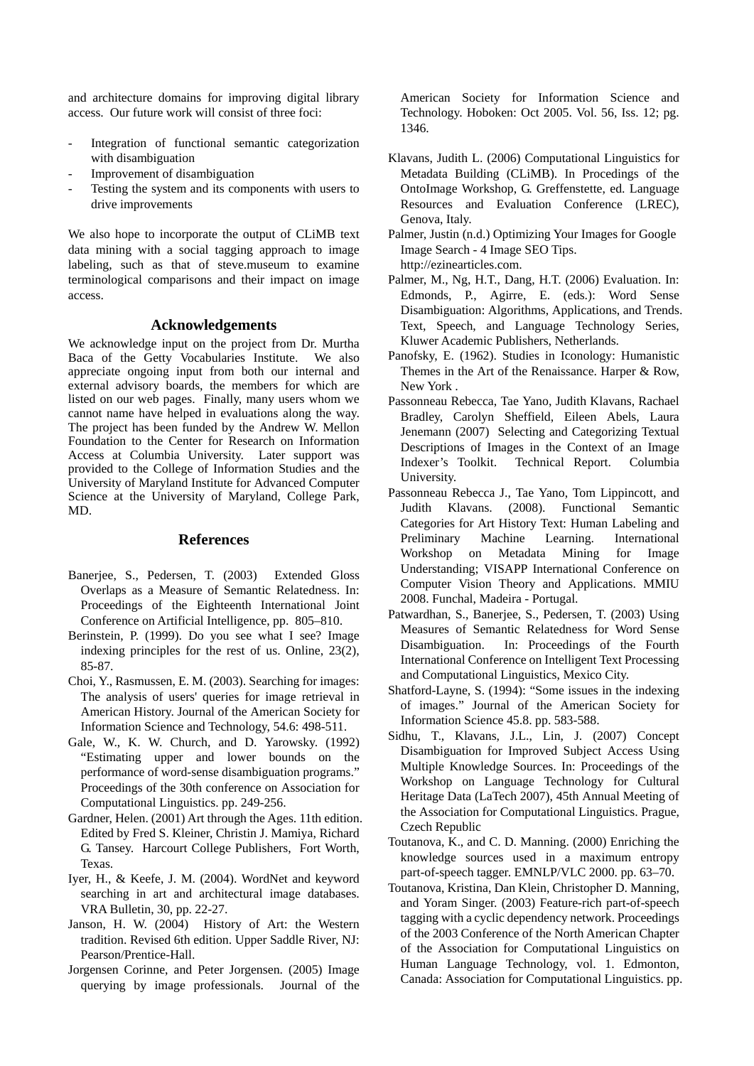and architecture domains for improving digital library access. Our future work will consist of three foci:

- Integration of functional semantic categorization with disambiguation
- Improvement of disambiguation
- Testing the system and its components with users to drive improvements

We also hope to incorporate the output of CLiMB text data mining with a social tagging approach to image labeling, such as that of steve.museum to examine terminological comparisons and their impact on image access.

## Acknowledgements

We acknowledge input on the project from Dr. Murtha Baca of the Getty Vocabularies Institute. We also appreciate ongoing input from both our internal and external advisory boards, the members for which are listed on our web pages. Finally, many users whom we cannot name have helped in evaluations along the way. The project has been funded by the Andrew W. Mellon Foundation to the Center for Research on Information Access at Columbia University. Later support was provided to the College of Information Studies and the University of Maryland Institute for Advanced Computer Science at the University of Maryland, College Park, MD.

## References

Banerjee, S., Pedersen, T. (2003) Extended Gloss Overlaps as a Measure of Semantic Relatedness. In: Proceedings of the Eighteenth International Joint Conference on Artificial Intelligence, pp. 805–810.

Berinstein, P. (1999). Do you see what I see? Image indexing principles for the rest of us. Online, 23(2), 85-87.

Choi, Y., Rasmussen, E. M. (2003). Searching for images: The analysis of users' queries for image retrieval in American History. Journal of the American Society for Information Science and Technology, 54.6: 498-511.

Gale, W., K. W. Church, and D. Yarowsky. (1992) "Estimating upper and lower bounds on the performance of word-sense disambiguation programs." Proceedings of the 30th conference on Association for Computational Linguistics. pp. 249-256.

Gardner, Helen. (2001) Art through the Ages. 11th edition. Edited by Fred S. Kleiner, Christin J. Mamiya, Richard G. Tansey. Harcourt College Publishers, Fort Worth, Texas.

Iyer, H., & Keefe, J. M. (2004). WordNet and keyword searching in art and architectural image databases. VRA Bulletin, 30, pp. 22-27.

Janson, H. W. (2004) History of Art: the Western tradition. Revised 6th edition. Upper Saddle River, NJ: Pearson/Prentice-Hall.

Jorgensen Corinne, and Peter Jorgensen. (2005) Image querying by image professionals. Journal of the American Society for Information Science and Technology. Hoboken: Oct 2005. Vol. 56, Iss. 12; pg. 1346.

Klavans, Judith L. (2006) Computational Linguistics for Metadata Building (CLiMB). In Procedings of the OntoImage Workshop, G. Greffenstette, ed. Language Resources and Evaluation Conference (LREC), Genova, Italy.

Palmer, Justin (n.d.) Optimizing Your Images for Google Image Search - 4 Image SEO Tips. http://ezinearticles.com.

Palmer, M., Ng, H.T., Dang, H.T. (2006) Evaluation. In: Edmonds, P., Agirre, E. (eds.): Word Sense Disambiguation: Algorithms, Applications, and Trends. Text, Speech, and Language Technology Series, Kluwer Academic Publishers, Netherlands.

Panofsky, E. (1962). Studies in Iconology: Humanistic Themes in the Art of the Renaissance. Harper & Row, New York .

Passonneau Rebecca, Tae Yano, Judith Klavans, Rachael Bradley, Carolyn Sheffield, Eileen Abels, Laura Jenemann (2007) Selecting and Categorizing Textual Descriptions of Images in the Context of an Image Indexer's Toolkit. Technical Report. Columbia University.

Passonneau Rebecca J., Tae Yano, Tom Lippincott, and Judith Klavans. (2008). Functional Semantic Categories for Art History Text: Human Labeling and Preliminary Machine Learning. International Workshop on Metadata Mining for Image Understanding; VISAPP International Conference on Computer Vision Theory and Applications. MMIU 2008. Funchal, Madeira - Portugal.

Patwardhan, S., Banerjee, S., Pedersen, T. (2003) Using Measures of Semantic Relatedness for Word Sense Disambiguation. In: Proceedings of the Fourth International Conference on Intelligent Text Processing and Computational Linguistics, Mexico City.

Shatford-Layne, S. (1994): "Some issues in the indexing of images." Journal of the American Society for Information Science 45.8. pp. 583-588.

Sidhu, T., Klavans, J.L., Lin, J. (2007) Concept Disambiguation for Improved Subject Access Using Multiple Knowledge Sources. In: Proceedings of the Workshop on Language Technology for Cultural Heritage Data (LaTech 2007), 45th Annual Meeting of the Association for Computational Linguistics. Prague, Czech Republic

Toutanova, K., and C. D. Manning. (2000) Enriching the knowledge sources used in a maximum entropy part-of-speech tagger. EMNLP/VLC 2000. pp. 63–70.

Toutanova, Kristina, Dan Klein, Christopher D. Manning, and Yoram Singer. (2003) Feature-rich part-of-speech tagging with a cyclic dependency network. Proceedings of the 2003 Conference of the North American Chapter of the Association for Computational Linguistics on Human Language Technology, vol. 1. Edmonton, Canada: Association for Computational Linguistics. pp.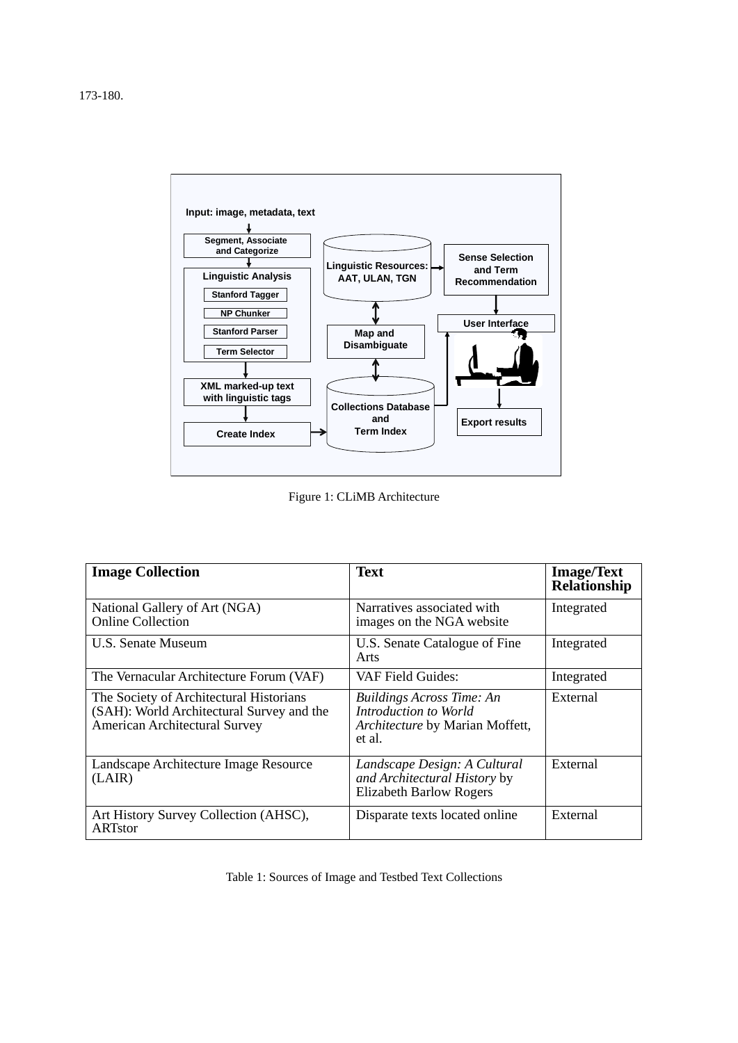173-180.

Figure 1: CLiMB Architecture

| **Image Collection** | **Text** | **Image/Text Relationship** |
|---|---|---|
| National Gallery of Art (NGA) Online Collection | Narratives associated with images on the NGA website | Integrated |
| U.S. Senate Museum | U.S. Senate Catalogue of Fine Arts | Integrated |
| The Vernacular Architecture Forum (VAF) | VAF Field Guides: | Integrated |
| The Society of Architectural Historians (SAH): World Architectural Survey and the American Architectural Survey | *Buildings Across Time: An Introduction to World Architecture* by Marian Moffett, et al. | External |
| Landscape Architecture Image Resource (LAIR) | *Landscape Design: A Cultural and Architectural History* by Elizabeth Barlow Rogers | External |
| Art History Survey Collection (AHSC), ARTstor | Disparate texts located online | External |

Table 1: Sources of Image and Testbed Text Collections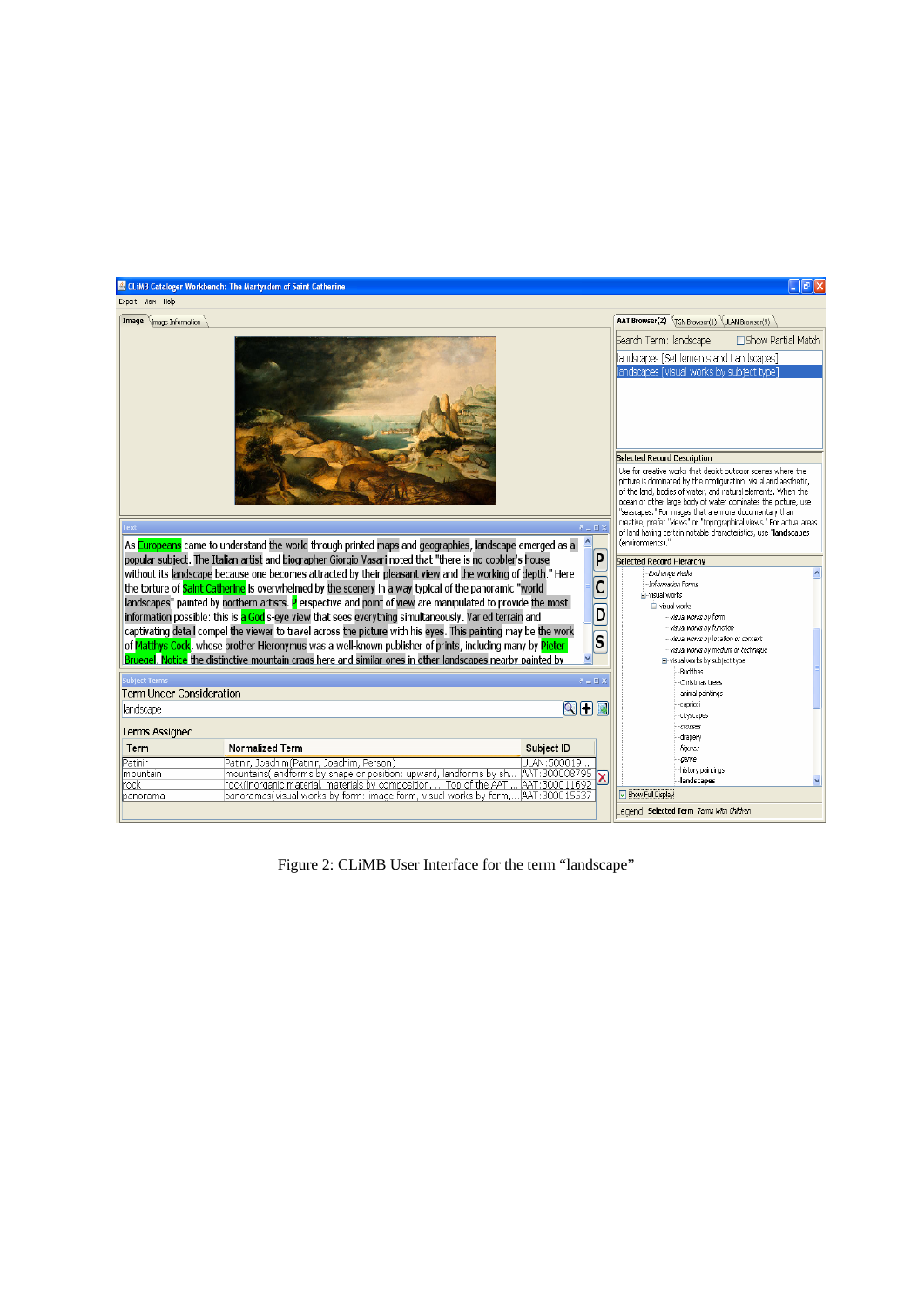Figure 2: CLiMB User Interface for the term “landscape”